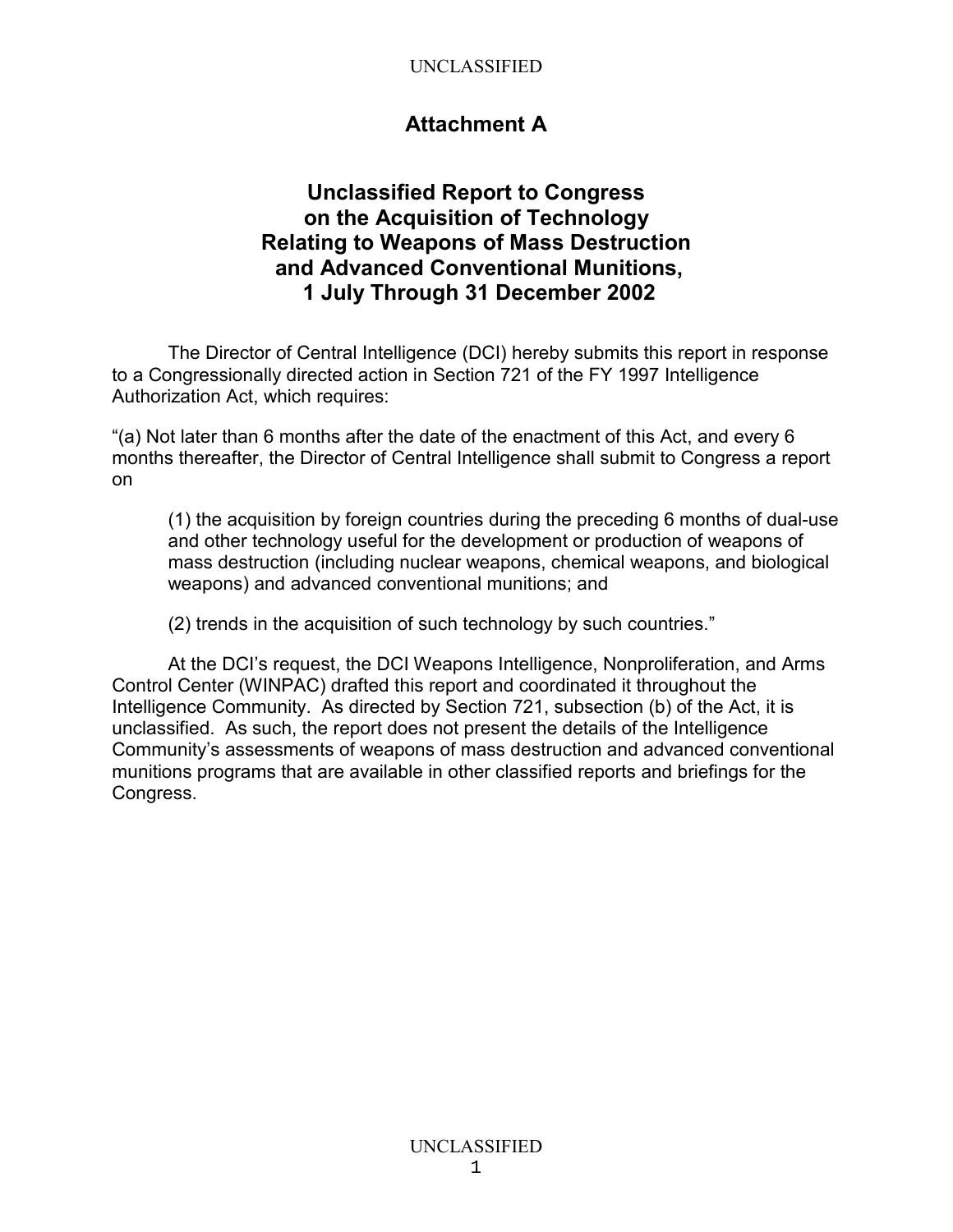# Attachment A

## Unclassified Report to Congress on the Acquisition of Technology Relating to Weapons of Mass Destruction and Advanced Conventional Munitions, 1 July Through 31 December 2002

The Director of Central Intelligence (DCI) hereby submits this report in response to a Congressionally directed action in Section 721 of the FY 1997 Intelligence Authorization Act, which requires:

"(a) Not later than 6 months after the date of the enactment of this Act, and every 6 months thereafter, the Director of Central Intelligence shall submit to Congress a report on

> (1) the acquisition by foreign countries during the preceding 6 months of dual-use and other technology useful for the development or production of weapons of mass destruction (including nuclear weapons, chemical weapons, and biological weapons) and advanced conventional munitions; and
>
> (2) trends in the acquisition of such technology by such countries."

At the DCI's request, the DCI Weapons Intelligence, Nonproliferation, and Arms Control Center (WINPAC) drafted this report and coordinated it throughout the Intelligence Community. As directed by Section 721, subsection (b) of the Act, it is unclassified. As such, the report does not present the details of the Intelligence Community's assessments of weapons of mass destruction and advanced conventional munitions programs that are available in other classified reports and briefings for the Congress.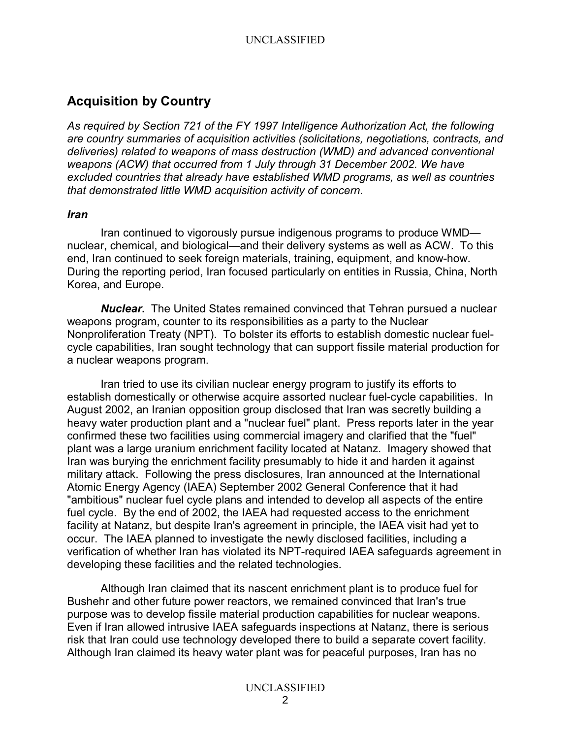## Acquisition by Country

*As required by Section 721 of the FY 1997 Intelligence Authorization Act, the following are country summaries of acquisition activities (solicitations, negotiations, contracts, and deliveries) related to weapons of mass destruction (WMD) and advanced conventional weapons (ACW) that occurred from 1 July through 31 December 2002. We have excluded countries that already have established WMD programs, as well as countries that demonstrated little WMD acquisition activity of concern.*

### *Iran*

Iran continued to vigorously pursue indigenous programs to produce WMD—nuclear, chemical, and biological—and their delivery systems as well as ACW. To this end, Iran continued to seek foreign materials, training, equipment, and know-how. During the reporting period, Iran focused particularly on entities in Russia, China, North Korea, and Europe.

***Nuclear*.** The United States remained convinced that Tehran pursued a nuclear weapons program, counter to its responsibilities as a party to the Nuclear Nonproliferation Treaty (NPT). To bolster its efforts to establish domestic nuclear fuel-cycle capabilities, Iran sought technology that can support fissile material production for a nuclear weapons program.

Iran tried to use its civilian nuclear energy program to justify its efforts to establish domestically or otherwise acquire assorted nuclear fuel-cycle capabilities. In August 2002, an Iranian opposition group disclosed that Iran was secretly building a heavy water production plant and a "nuclear fuel" plant. Press reports later in the year confirmed these two facilities using commercial imagery and clarified that the "fuel" plant was a large uranium enrichment facility located at Natanz. Imagery showed that Iran was burying the enrichment facility presumably to hide it and harden it against military attack. Following the press disclosures, Iran announced at the International Atomic Energy Agency (IAEA) September 2002 General Conference that it had "ambitious" nuclear fuel cycle plans and intended to develop all aspects of the entire fuel cycle. By the end of 2002, the IAEA had requested access to the enrichment facility at Natanz, but despite Iran's agreement in principle, the IAEA visit had yet to occur. The IAEA planned to investigate the newly disclosed facilities, including a verification of whether Iran has violated its NPT-required IAEA safeguards agreement in developing these facilities and the related technologies.

Although Iran claimed that its nascent enrichment plant is to produce fuel for Bushehr and other future power reactors, we remained convinced that Iran's true purpose was to develop fissile material production capabilities for nuclear weapons. Even if Iran allowed intrusive IAEA safeguards inspections at Natanz, there is serious risk that Iran could use technology developed there to build a separate covert facility. Although Iran claimed its heavy water plant was for peaceful purposes, Iran has no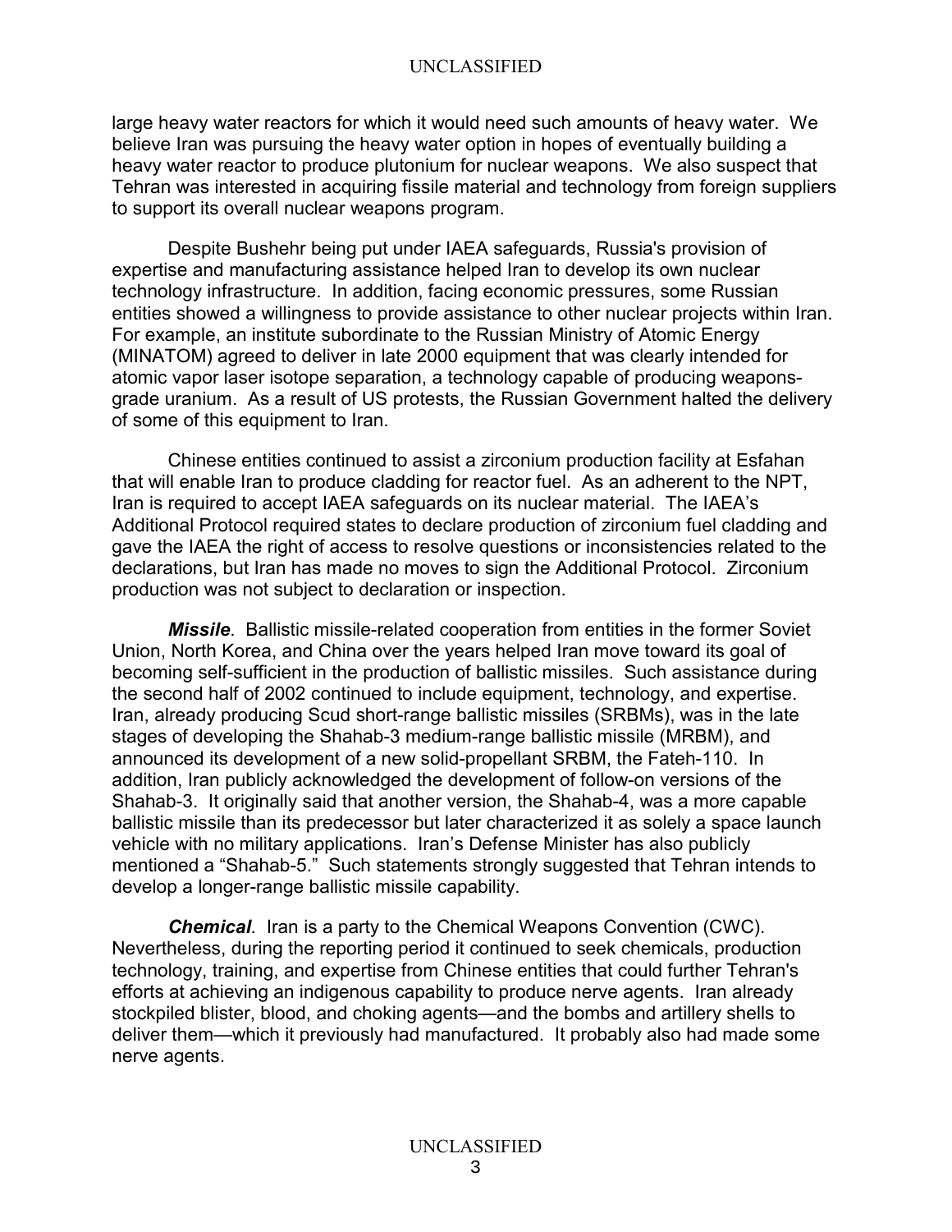large heavy water reactors for which it would need such amounts of heavy water. We believe Iran was pursuing the heavy water option in hopes of eventually building a heavy water reactor to produce plutonium for nuclear weapons. We also suspect that Tehran was interested in acquiring fissile material and technology from foreign suppliers to support its overall nuclear weapons program.

Despite Bushehr being put under IAEA safeguards, Russia's provision of expertise and manufacturing assistance helped Iran to develop its own nuclear technology infrastructure. In addition, facing economic pressures, some Russian entities showed a willingness to provide assistance to other nuclear projects within Iran. For example, an institute subordinate to the Russian Ministry of Atomic Energy (MINATOM) agreed to deliver in late 2000 equipment that was clearly intended for atomic vapor laser isotope separation, a technology capable of producing weapons-grade uranium. As a result of US protests, the Russian Government halted the delivery of some of this equipment to Iran.

Chinese entities continued to assist a zirconium production facility at Esfahan that will enable Iran to produce cladding for reactor fuel. As an adherent to the NPT, Iran is required to accept IAEA safeguards on its nuclear material. The IAEA's Additional Protocol required states to declare production of zirconium fuel cladding and gave the IAEA the right of access to resolve questions or inconsistencies related to the declarations, but Iran has made no moves to sign the Additional Protocol. Zirconium production was not subject to declaration or inspection.

***Missile***. Ballistic missile-related cooperation from entities in the former Soviet Union, North Korea, and China over the years helped Iran move toward its goal of becoming self-sufficient in the production of ballistic missiles. Such assistance during the second half of 2002 continued to include equipment, technology, and expertise. Iran, already producing Scud short-range ballistic missiles (SRBMs), was in the late stages of developing the Shahab-3 medium-range ballistic missile (MRBM), and announced its development of a new solid-propellant SRBM, the Fateh-110. In addition, Iran publicly acknowledged the development of follow-on versions of the Shahab-3. It originally said that another version, the Shahab-4, was a more capable ballistic missile than its predecessor but later characterized it as solely a space launch vehicle with no military applications. Iran's Defense Minister has also publicly mentioned a "Shahab-5." Such statements strongly suggested that Tehran intends to develop a longer-range ballistic missile capability.

***Chemical***. Iran is a party to the Chemical Weapons Convention (CWC). Nevertheless, during the reporting period it continued to seek chemicals, production technology, training, and expertise from Chinese entities that could further Tehran's efforts at achieving an indigenous capability to produce nerve agents. Iran already stockpiled blister, blood, and choking agents—and the bombs and artillery shells to deliver them—which it previously had manufactured. It probably also had made some nerve agents.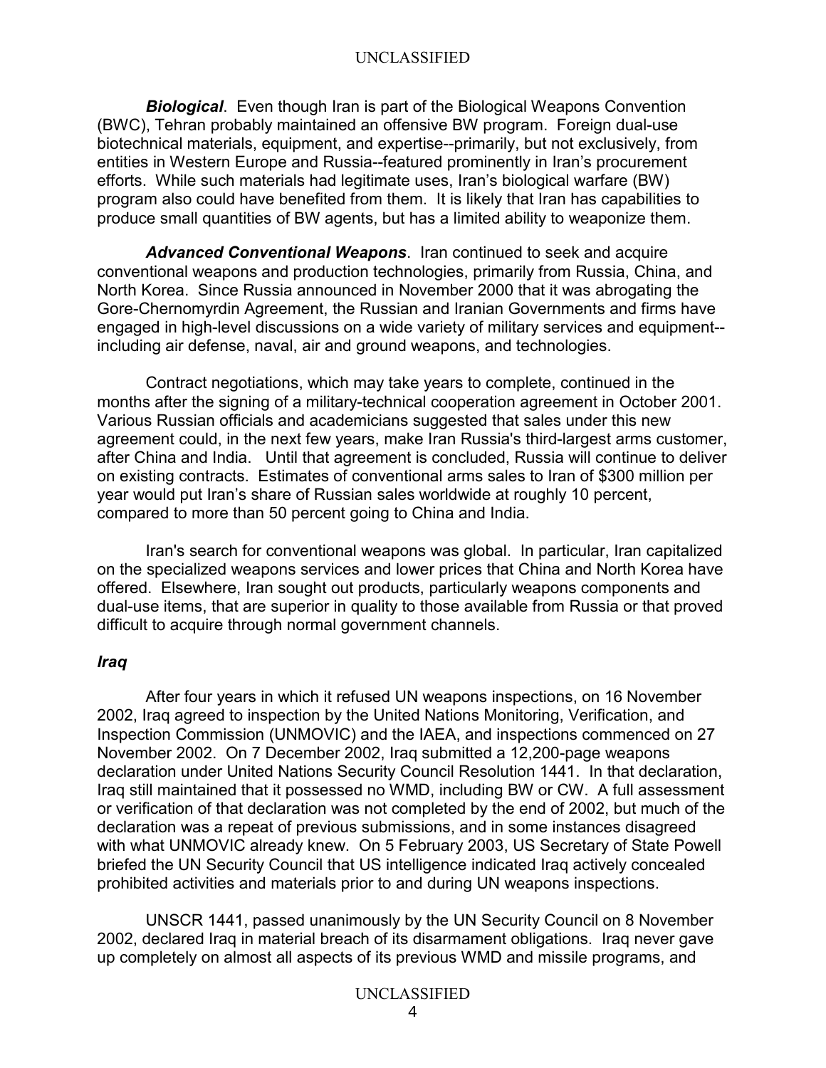***Biological***. Even though Iran is part of the Biological Weapons Convention (BWC), Tehran probably maintained an offensive BW program. Foreign dual-use biotechnical materials, equipment, and expertise--primarily, but not exclusively, from entities in Western Europe and Russia--featured prominently in Iran's procurement efforts. While such materials had legitimate uses, Iran's biological warfare (BW) program also could have benefited from them. It is likely that Iran has capabilities to produce small quantities of BW agents, but has a limited ability to weaponize them.

***Advanced Conventional Weapons***. Iran continued to seek and acquire conventional weapons and production technologies, primarily from Russia, China, and North Korea. Since Russia announced in November 2000 that it was abrogating the Gore-Chernomyrdin Agreement, the Russian and Iranian Governments and firms have engaged in high-level discussions on a wide variety of military services and equipment--including air defense, naval, air and ground weapons, and technologies.

Contract negotiations, which may take years to complete, continued in the months after the signing of a military-technical cooperation agreement in October 2001. Various Russian officials and academicians suggested that sales under this new agreement could, in the next few years, make Iran Russia's third-largest arms customer, after China and India. Until that agreement is concluded, Russia will continue to deliver on existing contracts. Estimates of conventional arms sales to Iran of $300 million per year would put Iran's share of Russian sales worldwide at roughly 10 percent, compared to more than 50 percent going to China and India.

Iran's search for conventional weapons was global. In particular, Iran capitalized on the specialized weapons services and lower prices that China and North Korea have offered. Elsewhere, Iran sought out products, particularly weapons components and dual-use items, that are superior in quality to those available from Russia or that proved difficult to acquire through normal government channels.

### *Iraq*

After four years in which it refused UN weapons inspections, on 16 November 2002, Iraq agreed to inspection by the United Nations Monitoring, Verification, and Inspection Commission (UNMOVIC) and the IAEA, and inspections commenced on 27 November 2002. On 7 December 2002, Iraq submitted a 12,200-page weapons declaration under United Nations Security Council Resolution 1441. In that declaration, Iraq still maintained that it possessed no WMD, including BW or CW. A full assessment or verification of that declaration was not completed by the end of 2002, but much of the declaration was a repeat of previous submissions, and in some instances disagreed with what UNMOVIC already knew. On 5 February 2003, US Secretary of State Powell briefed the UN Security Council that US intelligence indicated Iraq actively concealed prohibited activities and materials prior to and during UN weapons inspections.

UNSCR 1441, passed unanimously by the UN Security Council on 8 November 2002, declared Iraq in material breach of its disarmament obligations. Iraq never gave up completely on almost all aspects of its previous WMD and missile programs, and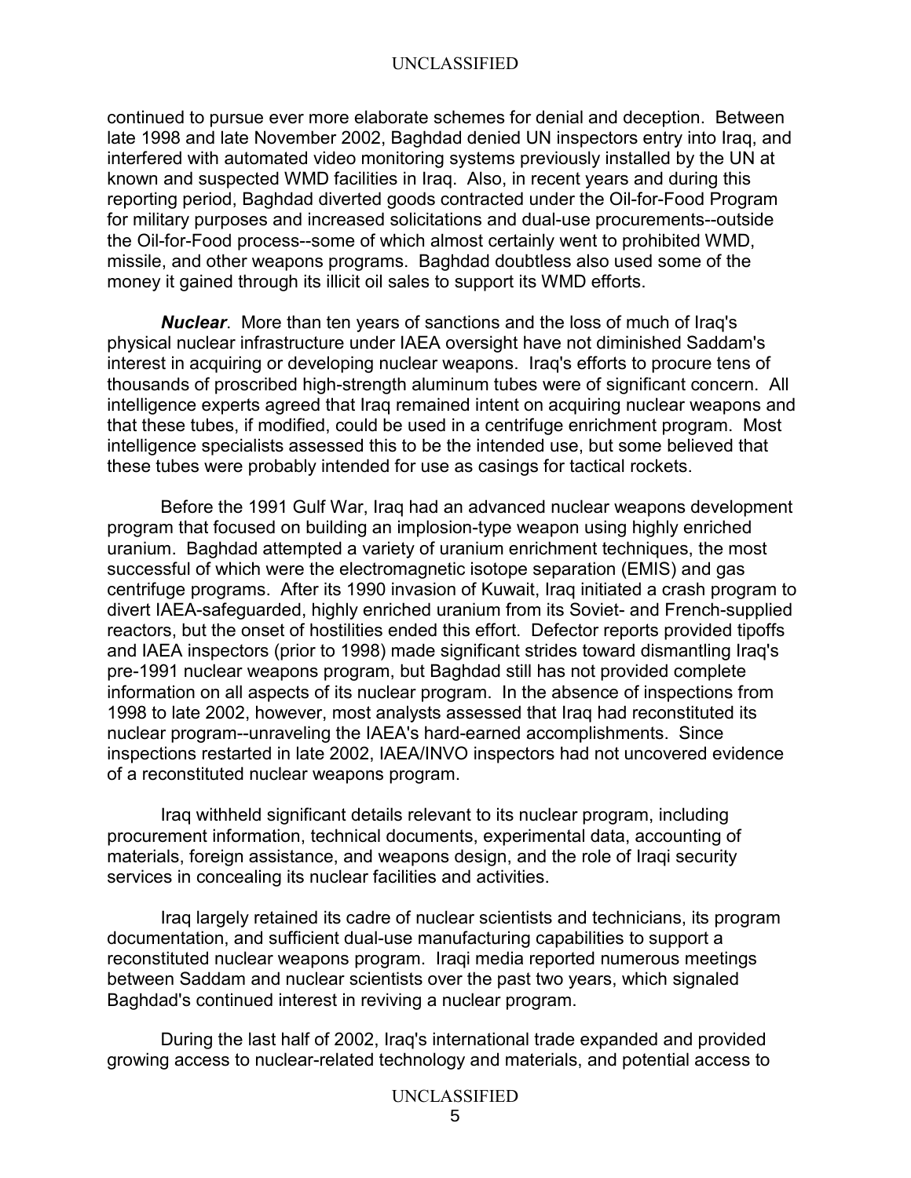continued to pursue ever more elaborate schemes for denial and deception. Between late 1998 and late November 2002, Baghdad denied UN inspectors entry into Iraq, and interfered with automated video monitoring systems previously installed by the UN at known and suspected WMD facilities in Iraq. Also, in recent years and during this reporting period, Baghdad diverted goods contracted under the Oil-for-Food Program for military purposes and increased solicitations and dual-use procurements--outside the Oil-for-Food process--some of which almost certainly went to prohibited WMD, missile, and other weapons programs. Baghdad doubtless also used some of the money it gained through its illicit oil sales to support its WMD efforts.

***Nuclear***. More than ten years of sanctions and the loss of much of Iraq's physical nuclear infrastructure under IAEA oversight have not diminished Saddam's interest in acquiring or developing nuclear weapons. Iraq's efforts to procure tens of thousands of proscribed high-strength aluminum tubes were of significant concern. All intelligence experts agreed that Iraq remained intent on acquiring nuclear weapons and that these tubes, if modified, could be used in a centrifuge enrichment program. Most intelligence specialists assessed this to be the intended use, but some believed that these tubes were probably intended for use as casings for tactical rockets.

Before the 1991 Gulf War, Iraq had an advanced nuclear weapons development program that focused on building an implosion-type weapon using highly enriched uranium. Baghdad attempted a variety of uranium enrichment techniques, the most successful of which were the electromagnetic isotope separation (EMIS) and gas centrifuge programs. After its 1990 invasion of Kuwait, Iraq initiated a crash program to divert IAEA-safeguarded, highly enriched uranium from its Soviet- and French-supplied reactors, but the onset of hostilities ended this effort. Defector reports provided tipoffs and IAEA inspectors (prior to 1998) made significant strides toward dismantling Iraq's pre-1991 nuclear weapons program, but Baghdad still has not provided complete information on all aspects of its nuclear program. In the absence of inspections from 1998 to late 2002, however, most analysts assessed that Iraq had reconstituted its nuclear program--unraveling the IAEA's hard-earned accomplishments. Since inspections restarted in late 2002, IAEA/INVO inspectors had not uncovered evidence of a reconstituted nuclear weapons program.

Iraq withheld significant details relevant to its nuclear program, including procurement information, technical documents, experimental data, accounting of materials, foreign assistance, and weapons design, and the role of Iraqi security services in concealing its nuclear facilities and activities.

Iraq largely retained its cadre of nuclear scientists and technicians, its program documentation, and sufficient dual-use manufacturing capabilities to support a reconstituted nuclear weapons program. Iraqi media reported numerous meetings between Saddam and nuclear scientists over the past two years, which signaled Baghdad's continued interest in reviving a nuclear program.

During the last half of 2002, Iraq's international trade expanded and provided growing access to nuclear-related technology and materials, and potential access to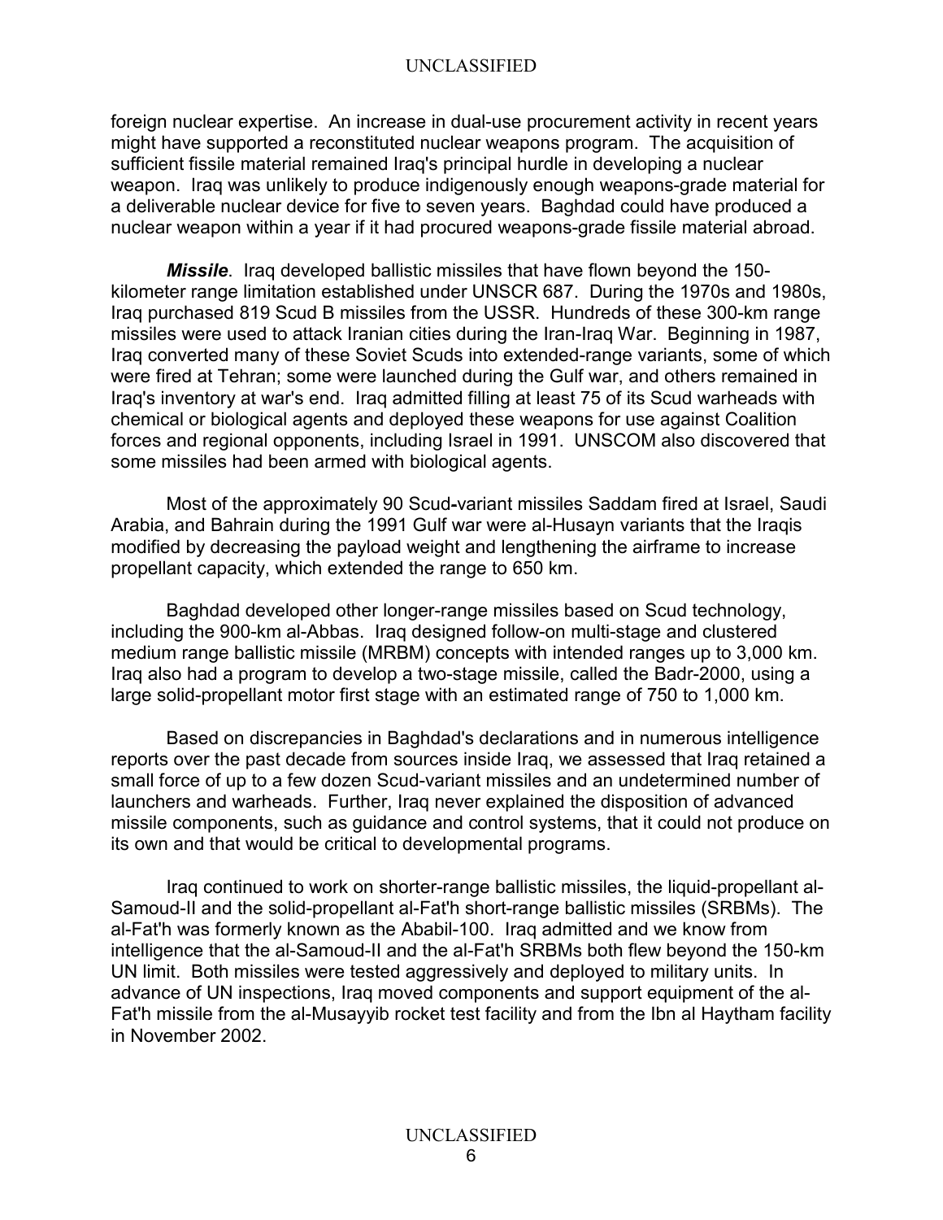foreign nuclear expertise. An increase in dual-use procurement activity in recent years might have supported a reconstituted nuclear weapons program. The acquisition of sufficient fissile material remained Iraq's principal hurdle in developing a nuclear weapon. Iraq was unlikely to produce indigenously enough weapons-grade material for a deliverable nuclear device for five to seven years. Baghdad could have produced a nuclear weapon within a year if it had procured weapons-grade fissile material abroad.

***Missile***. Iraq developed ballistic missiles that have flown beyond the 150-kilometer range limitation established under UNSCR 687. During the 1970s and 1980s, Iraq purchased 819 Scud B missiles from the USSR. Hundreds of these 300-km range missiles were used to attack Iranian cities during the Iran-Iraq War. Beginning in 1987, Iraq converted many of these Soviet Scuds into extended-range variants, some of which were fired at Tehran; some were launched during the Gulf war, and others remained in Iraq's inventory at war's end. Iraq admitted filling at least 75 of its Scud warheads with chemical or biological agents and deployed these weapons for use against Coalition forces and regional opponents, including Israel in 1991. UNSCOM also discovered that some missiles had been armed with biological agents.

Most of the approximately 90 Scud-variant missiles Saddam fired at Israel, Saudi Arabia, and Bahrain during the 1991 Gulf war were al-Husayn variants that the Iraqis modified by decreasing the payload weight and lengthening the airframe to increase propellant capacity, which extended the range to 650 km.

Baghdad developed other longer-range missiles based on Scud technology, including the 900-km al-Abbas. Iraq designed follow-on multi-stage and clustered medium range ballistic missile (MRBM) concepts with intended ranges up to 3,000 km. Iraq also had a program to develop a two-stage missile, called the Badr-2000, using a large solid-propellant motor first stage with an estimated range of 750 to 1,000 km.

Based on discrepancies in Baghdad's declarations and in numerous intelligence reports over the past decade from sources inside Iraq, we assessed that Iraq retained a small force of up to a few dozen Scud-variant missiles and an undetermined number of launchers and warheads. Further, Iraq never explained the disposition of advanced missile components, such as guidance and control systems, that it could not produce on its own and that would be critical to developmental programs.

Iraq continued to work on shorter-range ballistic missiles, the liquid-propellant al-Samoud-II and the solid-propellant al-Fat'h short-range ballistic missiles (SRBMs). The al-Fat'h was formerly known as the Ababil-100. Iraq admitted and we know from intelligence that the al-Samoud-II and the al-Fat'h SRBMs both flew beyond the 150-km UN limit. Both missiles were tested aggressively and deployed to military units. In advance of UN inspections, Iraq moved components and support equipment of the al-Fat'h missile from the al-Musayyib rocket test facility and from the Ibn al Haytham facility in November 2002.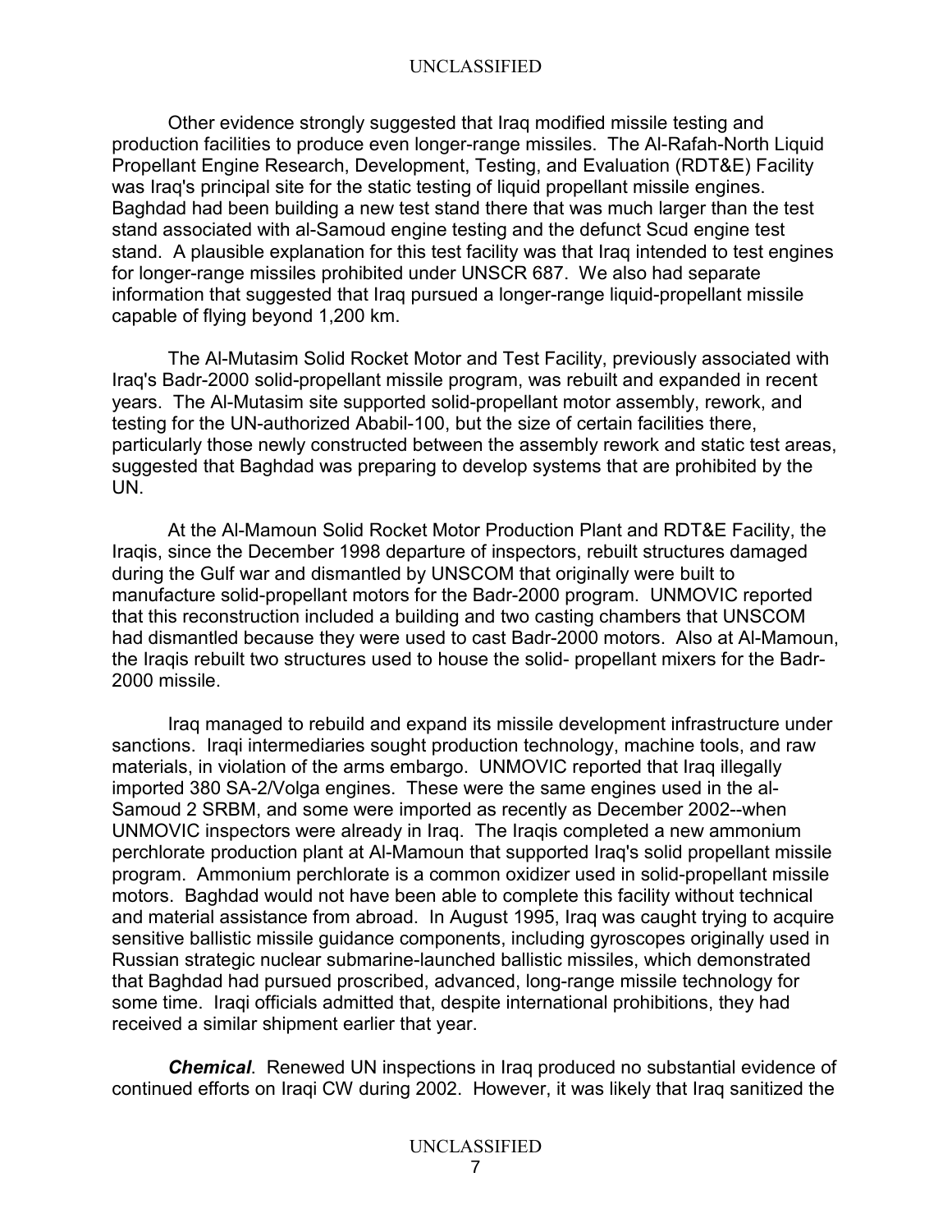Other evidence strongly suggested that Iraq modified missile testing and production facilities to produce even longer-range missiles. The Al-Rafah-North Liquid Propellant Engine Research, Development, Testing, and Evaluation (RDT&E) Facility was Iraq's principal site for the static testing of liquid propellant missile engines. Baghdad had been building a new test stand there that was much larger than the test stand associated with al-Samoud engine testing and the defunct Scud engine test stand. A plausible explanation for this test facility was that Iraq intended to test engines for longer-range missiles prohibited under UNSCR 687. We also had separate information that suggested that Iraq pursued a longer-range liquid-propellant missile capable of flying beyond 1,200 km.

The Al-Mutasim Solid Rocket Motor and Test Facility, previously associated with Iraq's Badr-2000 solid-propellant missile program, was rebuilt and expanded in recent years. The Al-Mutasim site supported solid-propellant motor assembly, rework, and testing for the UN-authorized Ababil-100, but the size of certain facilities there, particularly those newly constructed between the assembly rework and static test areas, suggested that Baghdad was preparing to develop systems that are prohibited by the UN.

At the Al-Mamoun Solid Rocket Motor Production Plant and RDT&E Facility, the Iraqis, since the December 1998 departure of inspectors, rebuilt structures damaged during the Gulf war and dismantled by UNSCOM that originally were built to manufacture solid-propellant motors for the Badr-2000 program. UNMOVIC reported that this reconstruction included a building and two casting chambers that UNSCOM had dismantled because they were used to cast Badr-2000 motors. Also at Al-Mamoun, the Iraqis rebuilt two structures used to house the solid- propellant mixers for the Badr-2000 missile.

Iraq managed to rebuild and expand its missile development infrastructure under sanctions. Iraqi intermediaries sought production technology, machine tools, and raw materials, in violation of the arms embargo. UNMOVIC reported that Iraq illegally imported 380 SA-2/Volga engines. These were the same engines used in the al-Samoud 2 SRBM, and some were imported as recently as December 2002--when UNMOVIC inspectors were already in Iraq. The Iraqis completed a new ammonium perchlorate production plant at Al-Mamoun that supported Iraq's solid propellant missile program. Ammonium perchlorate is a common oxidizer used in solid-propellant missile motors. Baghdad would not have been able to complete this facility without technical and material assistance from abroad. In August 1995, Iraq was caught trying to acquire sensitive ballistic missile guidance components, including gyroscopes originally used in Russian strategic nuclear submarine-launched ballistic missiles, which demonstrated that Baghdad had pursued proscribed, advanced, long-range missile technology for some time. Iraqi officials admitted that, despite international prohibitions, they had received a similar shipment earlier that year.

***Chemical***. Renewed UN inspections in Iraq produced no substantial evidence of continued efforts on Iraqi CW during 2002. However, it was likely that Iraq sanitized the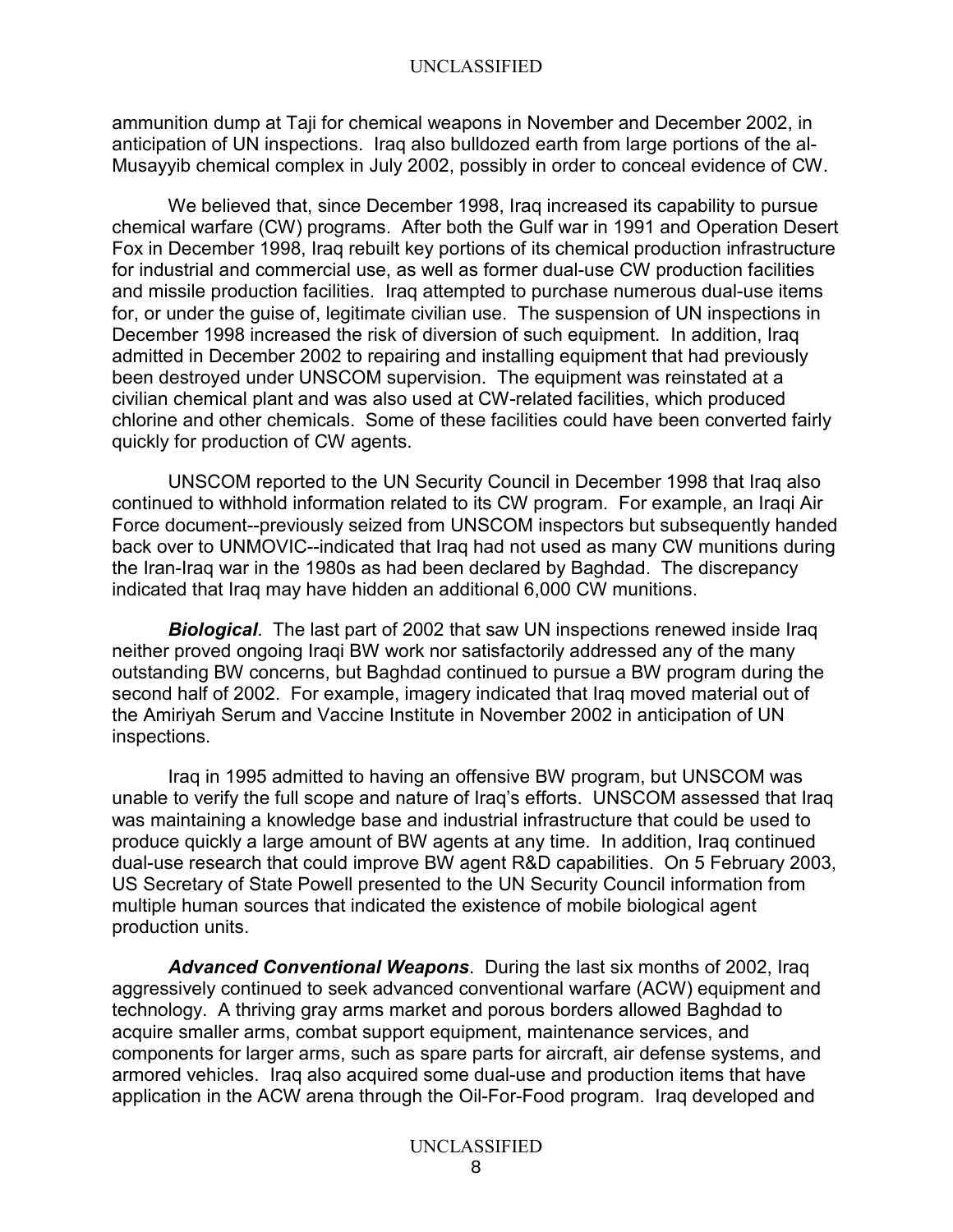ammunition dump at Taji for chemical weapons in November and December 2002, in anticipation of UN inspections. Iraq also bulldozed earth from large portions of the al-Musayyib chemical complex in July 2002, possibly in order to conceal evidence of CW.

We believed that, since December 1998, Iraq increased its capability to pursue chemical warfare (CW) programs. After both the Gulf war in 1991 and Operation Desert Fox in December 1998, Iraq rebuilt key portions of its chemical production infrastructure for industrial and commercial use, as well as former dual-use CW production facilities and missile production facilities. Iraq attempted to purchase numerous dual-use items for, or under the guise of, legitimate civilian use. The suspension of UN inspections in December 1998 increased the risk of diversion of such equipment. In addition, Iraq admitted in December 2002 to repairing and installing equipment that had previously been destroyed under UNSCOM supervision. The equipment was reinstated at a civilian chemical plant and was also used at CW-related facilities, which produced chlorine and other chemicals. Some of these facilities could have been converted fairly quickly for production of CW agents.

UNSCOM reported to the UN Security Council in December 1998 that Iraq also continued to withhold information related to its CW program. For example, an Iraqi Air Force document--previously seized from UNSCOM inspectors but subsequently handed back over to UNMOVIC--indicated that Iraq had not used as many CW munitions during the Iran-Iraq war in the 1980s as had been declared by Baghdad. The discrepancy indicated that Iraq may have hidden an additional 6,000 CW munitions.

***Biological***. The last part of 2002 that saw UN inspections renewed inside Iraq neither proved ongoing Iraqi BW work nor satisfactorily addressed any of the many outstanding BW concerns, but Baghdad continued to pursue a BW program during the second half of 2002. For example, imagery indicated that Iraq moved material out of the Amiriyah Serum and Vaccine Institute in November 2002 in anticipation of UN inspections.

Iraq in 1995 admitted to having an offensive BW program, but UNSCOM was unable to verify the full scope and nature of Iraq's efforts. UNSCOM assessed that Iraq was maintaining a knowledge base and industrial infrastructure that could be used to produce quickly a large amount of BW agents at any time. In addition, Iraq continued dual-use research that could improve BW agent R&D capabilities. On 5 February 2003, US Secretary of State Powell presented to the UN Security Council information from multiple human sources that indicated the existence of mobile biological agent production units.

***Advanced Conventional Weapons***. During the last six months of 2002, Iraq aggressively continued to seek advanced conventional warfare (ACW) equipment and technology. A thriving gray arms market and porous borders allowed Baghdad to acquire smaller arms, combat support equipment, maintenance services, and components for larger arms, such as spare parts for aircraft, air defense systems, and armored vehicles. Iraq also acquired some dual-use and production items that have application in the ACW arena through the Oil-For-Food program. Iraq developed and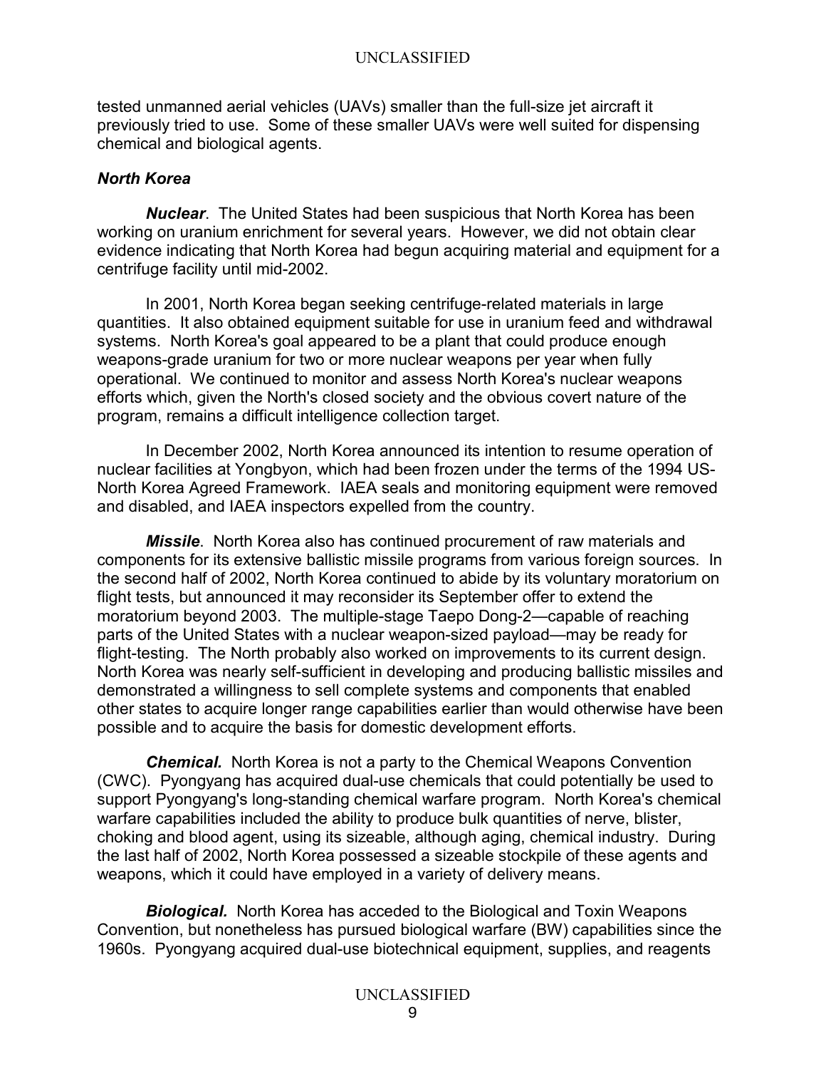tested unmanned aerial vehicles (UAVs) smaller than the full-size jet aircraft it previously tried to use. Some of these smaller UAVs were well suited for dispensing chemical and biological agents.

### *North Korea*

***Nuclear***. The United States had been suspicious that North Korea has been working on uranium enrichment for several years. However, we did not obtain clear evidence indicating that North Korea had begun acquiring material and equipment for a centrifuge facility until mid-2002.

In 2001, North Korea began seeking centrifuge-related materials in large quantities. It also obtained equipment suitable for use in uranium feed and withdrawal systems. North Korea's goal appeared to be a plant that could produce enough weapons-grade uranium for two or more nuclear weapons per year when fully operational. We continued to monitor and assess North Korea's nuclear weapons efforts which, given the North's closed society and the obvious covert nature of the program, remains a difficult intelligence collection target.

In December 2002, North Korea announced its intention to resume operation of nuclear facilities at Yongbyon, which had been frozen under the terms of the 1994 US-North Korea Agreed Framework. IAEA seals and monitoring equipment were removed and disabled, and IAEA inspectors expelled from the country.

***Missile***. North Korea also has continued procurement of raw materials and components for its extensive ballistic missile programs from various foreign sources. In the second half of 2002, North Korea continued to abide by its voluntary moratorium on flight tests, but announced it may reconsider its September offer to extend the moratorium beyond 2003. The multiple-stage Taepo Dong-2—capable of reaching parts of the United States with a nuclear weapon-sized payload—may be ready for flight-testing. The North probably also worked on improvements to its current design. North Korea was nearly self-sufficient in developing and producing ballistic missiles and demonstrated a willingness to sell complete systems and components that enabled other states to acquire longer range capabilities earlier than would otherwise have been possible and to acquire the basis for domestic development efforts.

***Chemical.*** North Korea is not a party to the Chemical Weapons Convention (CWC). Pyongyang has acquired dual-use chemicals that could potentially be used to support Pyongyang's long-standing chemical warfare program. North Korea's chemical warfare capabilities included the ability to produce bulk quantities of nerve, blister, choking and blood agent, using its sizeable, although aging, chemical industry. During the last half of 2002, North Korea possessed a sizeable stockpile of these agents and weapons, which it could have employed in a variety of delivery means.

***Biological.*** North Korea has acceded to the Biological and Toxin Weapons Convention, but nonetheless has pursued biological warfare (BW) capabilities since the 1960s. Pyongyang acquired dual-use biotechnical equipment, supplies, and reagents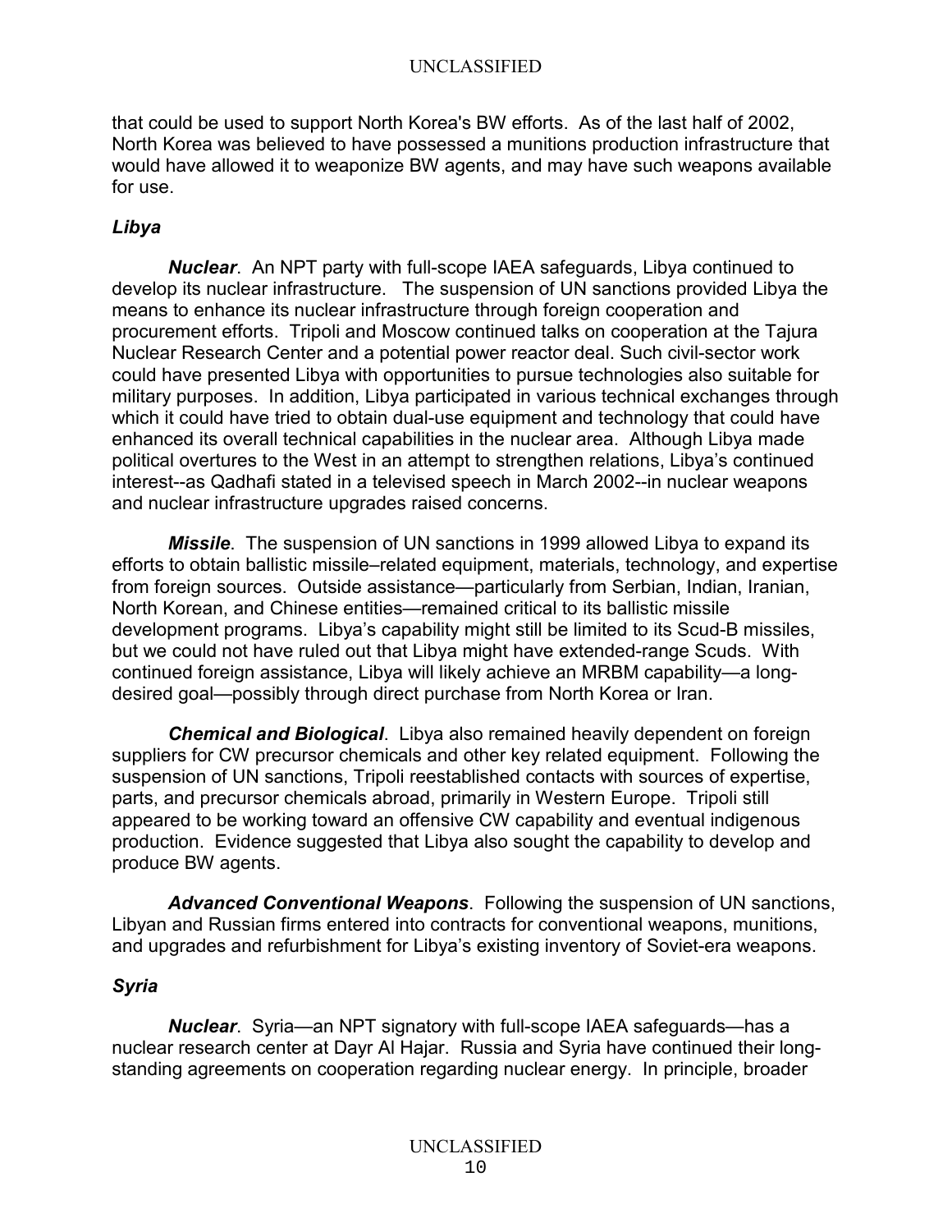that could be used to support North Korea's BW efforts. As of the last half of 2002, North Korea was believed to have possessed a munitions production infrastructure that would have allowed it to weaponize BW agents, and may have such weapons available for use.

### *Libya*

***Nuclear***. An NPT party with full-scope IAEA safeguards, Libya continued to develop its nuclear infrastructure. The suspension of UN sanctions provided Libya the means to enhance its nuclear infrastructure through foreign cooperation and procurement efforts. Tripoli and Moscow continued talks on cooperation at the Tajura Nuclear Research Center and a potential power reactor deal. Such civil-sector work could have presented Libya with opportunities to pursue technologies also suitable for military purposes. In addition, Libya participated in various technical exchanges through which it could have tried to obtain dual-use equipment and technology that could have enhanced its overall technical capabilities in the nuclear area. Although Libya made political overtures to the West in an attempt to strengthen relations, Libya's continued interest--as Qadhafi stated in a televised speech in March 2002--in nuclear weapons and nuclear infrastructure upgrades raised concerns.

***Missile***. The suspension of UN sanctions in 1999 allowed Libya to expand its efforts to obtain ballistic missile–related equipment, materials, technology, and expertise from foreign sources. Outside assistance—particularly from Serbian, Indian, Iranian, North Korean, and Chinese entities—remained critical to its ballistic missile development programs. Libya's capability might still be limited to its Scud-B missiles, but we could not have ruled out that Libya might have extended-range Scuds. With continued foreign assistance, Libya will likely achieve an MRBM capability—a long-desired goal—possibly through direct purchase from North Korea or Iran.

***Chemical and Biological***. Libya also remained heavily dependent on foreign suppliers for CW precursor chemicals and other key related equipment. Following the suspension of UN sanctions, Tripoli reestablished contacts with sources of expertise, parts, and precursor chemicals abroad, primarily in Western Europe. Tripoli still appeared to be working toward an offensive CW capability and eventual indigenous production. Evidence suggested that Libya also sought the capability to develop and produce BW agents.

***Advanced Conventional Weapons***. Following the suspension of UN sanctions, Libyan and Russian firms entered into contracts for conventional weapons, munitions, and upgrades and refurbishment for Libya's existing inventory of Soviet-era weapons.

### *Syria*

***Nuclear***. Syria—an NPT signatory with full-scope IAEA safeguards—has a nuclear research center at Dayr Al Hajar. Russia and Syria have continued their long-standing agreements on cooperation regarding nuclear energy. In principle, broader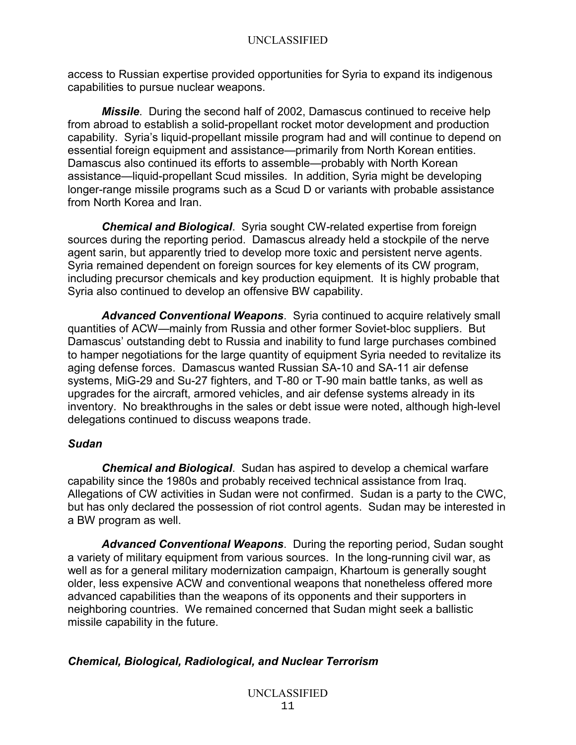access to Russian expertise provided opportunities for Syria to expand its indigenous capabilities to pursue nuclear weapons.

***Missile***. During the second half of 2002, Damascus continued to receive help from abroad to establish a solid-propellant rocket motor development and production capability. Syria's liquid-propellant missile program had and will continue to depend on essential foreign equipment and assistance—primarily from North Korean entities. Damascus also continued its efforts to assemble—probably with North Korean assistance—liquid-propellant Scud missiles. In addition, Syria might be developing longer-range missile programs such as a Scud D or variants with probable assistance from North Korea and Iran.

***Chemical and Biological***. Syria sought CW-related expertise from foreign sources during the reporting period. Damascus already held a stockpile of the nerve agent sarin, but apparently tried to develop more toxic and persistent nerve agents. Syria remained dependent on foreign sources for key elements of its CW program, including precursor chemicals and key production equipment. It is highly probable that Syria also continued to develop an offensive BW capability.

***Advanced Conventional Weapons***. Syria continued to acquire relatively small quantities of ACW—mainly from Russia and other former Soviet-bloc suppliers. But Damascus' outstanding debt to Russia and inability to fund large purchases combined to hamper negotiations for the large quantity of equipment Syria needed to revitalize its aging defense forces. Damascus wanted Russian SA-10 and SA-11 air defense systems, MiG-29 and Su-27 fighters, and T-80 or T-90 main battle tanks, as well as upgrades for the aircraft, armored vehicles, and air defense systems already in its inventory. No breakthroughs in the sales or debt issue were noted, although high-level delegations continued to discuss weapons trade.

### *Sudan*

***Chemical and Biological***. Sudan has aspired to develop a chemical warfare capability since the 1980s and probably received technical assistance from Iraq. Allegations of CW activities in Sudan were not confirmed. Sudan is a party to the CWC, but has only declared the possession of riot control agents. Sudan may be interested in a BW program as well.

***Advanced Conventional Weapons***. During the reporting period, Sudan sought a variety of military equipment from various sources. In the long-running civil war, as well as for a general military modernization campaign, Khartoum is generally sought older, less expensive ACW and conventional weapons that nonetheless offered more advanced capabilities than the weapons of its opponents and their supporters in neighboring countries. We remained concerned that Sudan might seek a ballistic missile capability in the future.

## *Chemical, Biological, Radiological, and Nuclear Terrorism*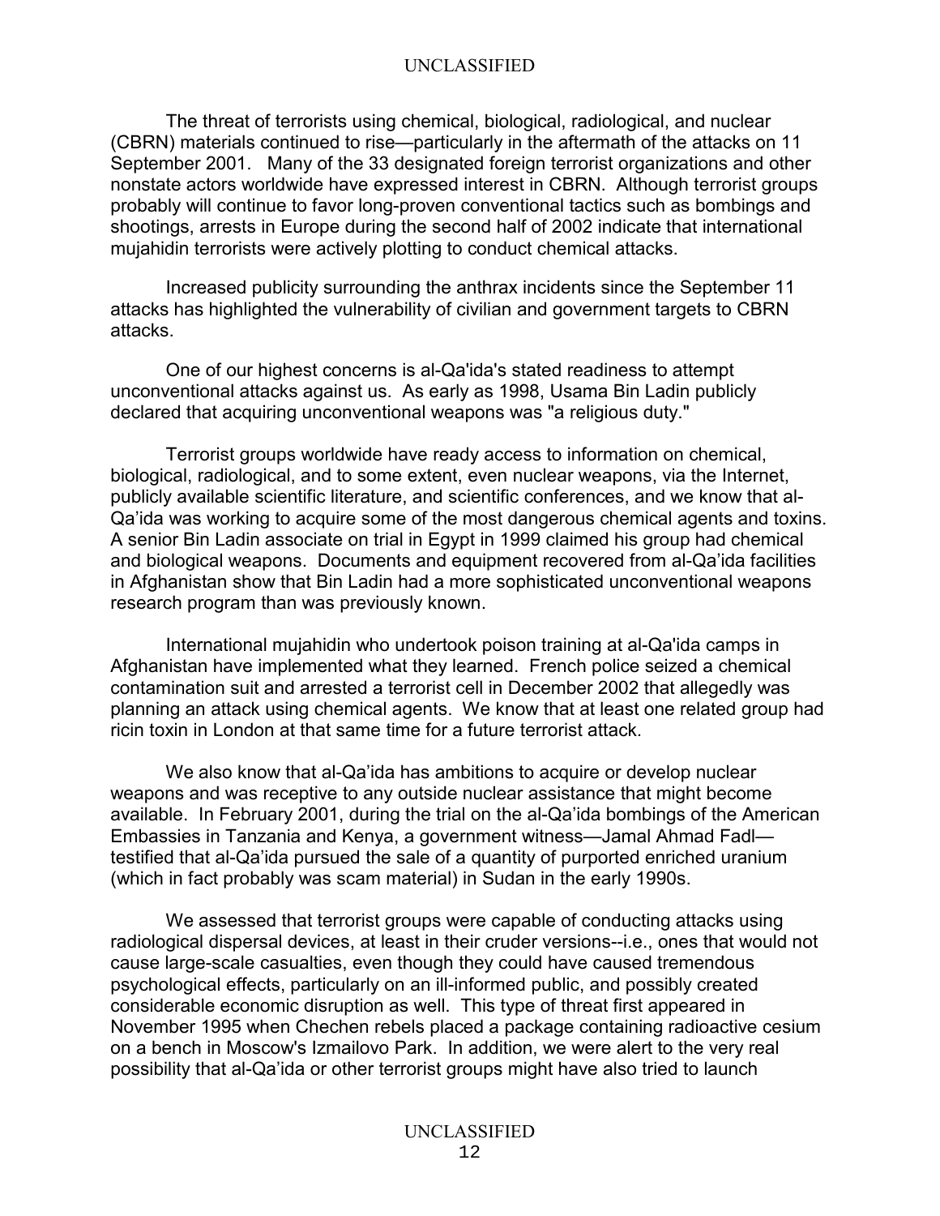The threat of terrorists using chemical, biological, radiological, and nuclear (CBRN) materials continued to rise—particularly in the aftermath of the attacks on 11 September 2001. Many of the 33 designated foreign terrorist organizations and other nonstate actors worldwide have expressed interest in CBRN. Although terrorist groups probably will continue to favor long-proven conventional tactics such as bombings and shootings, arrests in Europe during the second half of 2002 indicate that international mujahidin terrorists were actively plotting to conduct chemical attacks.

Increased publicity surrounding the anthrax incidents since the September 11 attacks has highlighted the vulnerability of civilian and government targets to CBRN attacks.

One of our highest concerns is al-Qa'ida's stated readiness to attempt unconventional attacks against us. As early as 1998, Usama Bin Ladin publicly declared that acquiring unconventional weapons was "a religious duty."

Terrorist groups worldwide have ready access to information on chemical, biological, radiological, and to some extent, even nuclear weapons, via the Internet, publicly available scientific literature, and scientific conferences, and we know that al-Qa'ida was working to acquire some of the most dangerous chemical agents and toxins. A senior Bin Ladin associate on trial in Egypt in 1999 claimed his group had chemical and biological weapons. Documents and equipment recovered from al-Qa'ida facilities in Afghanistan show that Bin Ladin had a more sophisticated unconventional weapons research program than was previously known.

International mujahidin who undertook poison training at al-Qa'ida camps in Afghanistan have implemented what they learned. French police seized a chemical contamination suit and arrested a terrorist cell in December 2002 that allegedly was planning an attack using chemical agents. We know that at least one related group had ricin toxin in London at that same time for a future terrorist attack.

We also know that al-Qa'ida has ambitions to acquire or develop nuclear weapons and was receptive to any outside nuclear assistance that might become available. In February 2001, during the trial on the al-Qa'ida bombings of the American Embassies in Tanzania and Kenya, a government witness—Jamal Ahmad Fadl—testified that al-Qa'ida pursued the sale of a quantity of purported enriched uranium (which in fact probably was scam material) in Sudan in the early 1990s.

We assessed that terrorist groups were capable of conducting attacks using radiological dispersal devices, at least in their cruder versions--i.e., ones that would not cause large-scale casualties, even though they could have caused tremendous psychological effects, particularly on an ill-informed public, and possibly created considerable economic disruption as well. This type of threat first appeared in November 1995 when Chechen rebels placed a package containing radioactive cesium on a bench in Moscow's Izmailovo Park. In addition, we were alert to the very real possibility that al-Qa'ida or other terrorist groups might have also tried to launch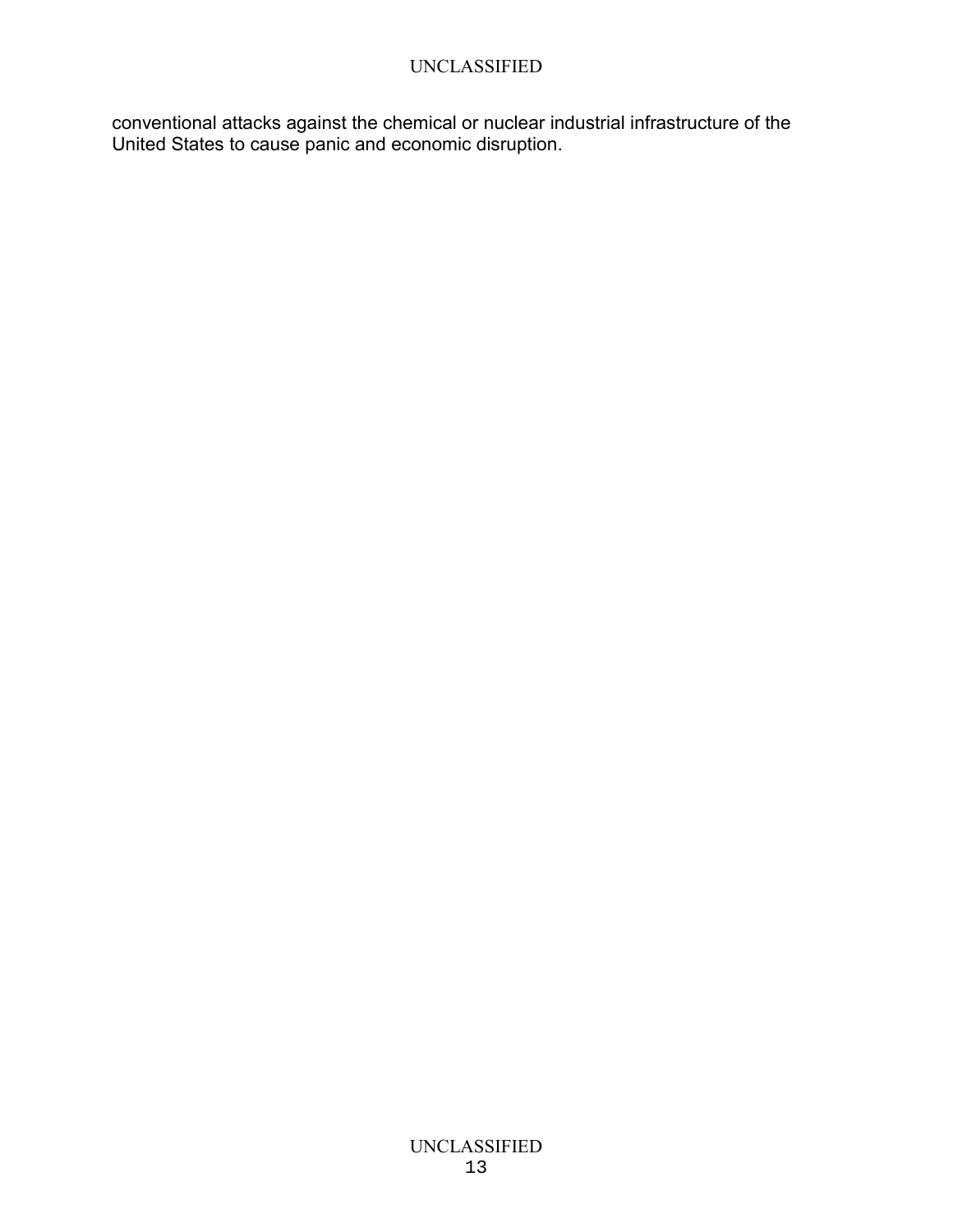conventional attacks against the chemical or nuclear industrial infrastructure of the United States to cause panic and economic disruption.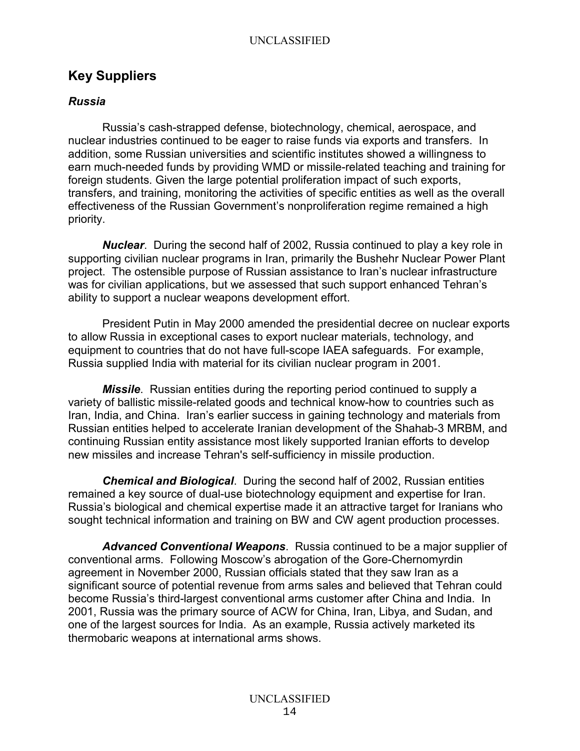## Key Suppliers

### *Russia*

Russia's cash-strapped defense, biotechnology, chemical, aerospace, and nuclear industries continued to be eager to raise funds via exports and transfers. In addition, some Russian universities and scientific institutes showed a willingness to earn much-needed funds by providing WMD or missile-related teaching and training for foreign students. Given the large potential proliferation impact of such exports, transfers, and training, monitoring the activities of specific entities as well as the overall effectiveness of the Russian Government's nonproliferation regime remained a high priority.

***Nuclear***. During the second half of 2002, Russia continued to play a key role in supporting civilian nuclear programs in Iran, primarily the Bushehr Nuclear Power Plant project. The ostensible purpose of Russian assistance to Iran's nuclear infrastructure was for civilian applications, but we assessed that such support enhanced Tehran's ability to support a nuclear weapons development effort.

President Putin in May 2000 amended the presidential decree on nuclear exports to allow Russia in exceptional cases to export nuclear materials, technology, and equipment to countries that do not have full-scope IAEA safeguards. For example, Russia supplied India with material for its civilian nuclear program in 2001.

***Missile***. Russian entities during the reporting period continued to supply a variety of ballistic missile-related goods and technical know-how to countries such as Iran, India, and China. Iran's earlier success in gaining technology and materials from Russian entities helped to accelerate Iranian development of the Shahab-3 MRBM, and continuing Russian entity assistance most likely supported Iranian efforts to develop new missiles and increase Tehran's self-sufficiency in missile production.

***Chemical and Biological***. During the second half of 2002, Russian entities remained a key source of dual-use biotechnology equipment and expertise for Iran. Russia's biological and chemical expertise made it an attractive target for Iranians who sought technical information and training on BW and CW agent production processes.

***Advanced Conventional Weapons***. Russia continued to be a major supplier of conventional arms. Following Moscow's abrogation of the Gore-Chernomyrdin agreement in November 2000, Russian officials stated that they saw Iran as a significant source of potential revenue from arms sales and believed that Tehran could become Russia's third-largest conventional arms customer after China and India. In 2001, Russia was the primary source of ACW for China, Iran, Libya, and Sudan, and one of the largest sources for India. As an example, Russia actively marketed its thermobaric weapons at international arms shows.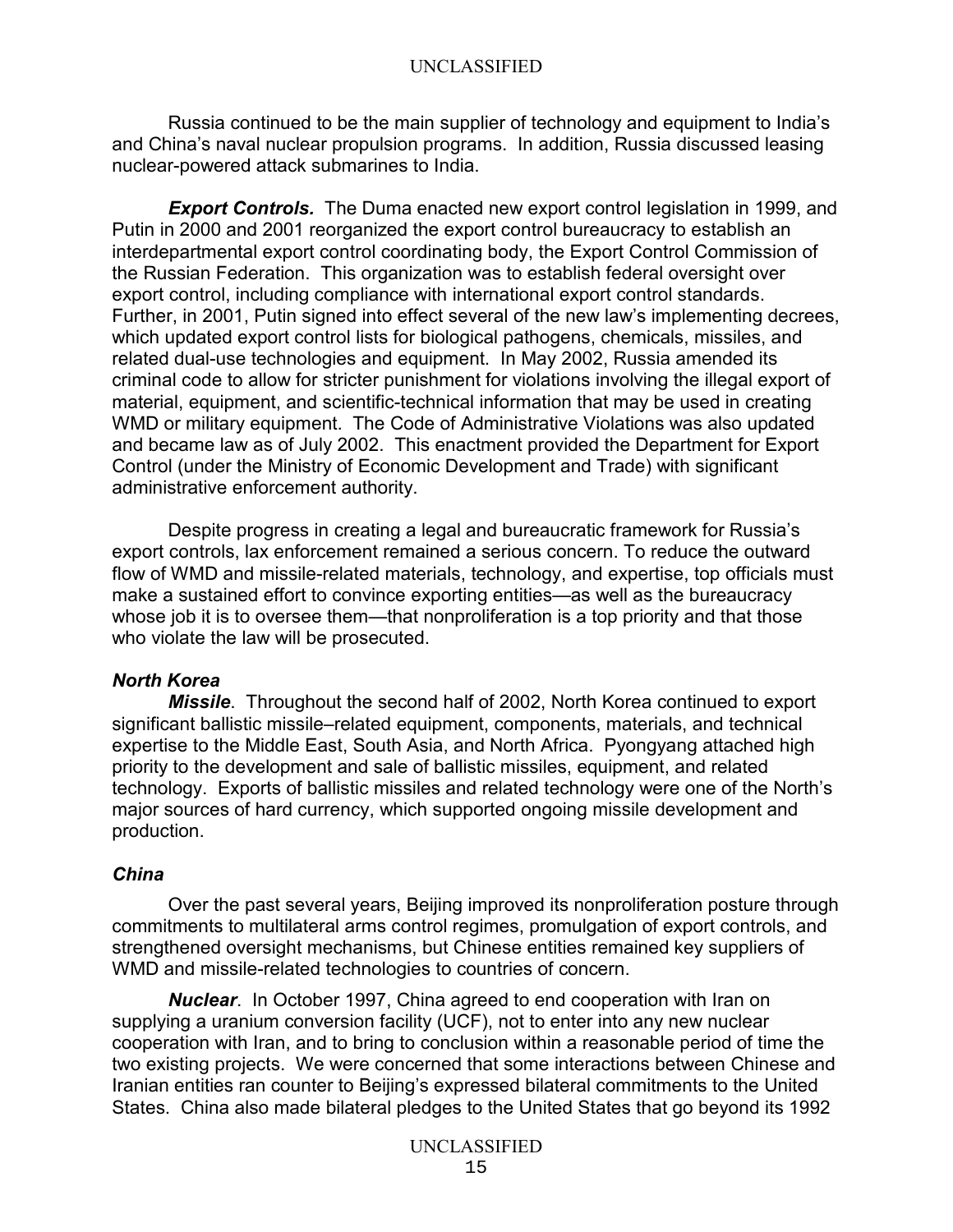Russia continued to be the main supplier of technology and equipment to India's and China's naval nuclear propulsion programs. In addition, Russia discussed leasing nuclear-powered attack submarines to India.

***Export Controls.*** The Duma enacted new export control legislation in 1999, and Putin in 2000 and 2001 reorganized the export control bureaucracy to establish an interdepartmental export control coordinating body, the Export Control Commission of the Russian Federation. This organization was to establish federal oversight over export control, including compliance with international export control standards. Further, in 2001, Putin signed into effect several of the new law's implementing decrees, which updated export control lists for biological pathogens, chemicals, missiles, and related dual-use technologies and equipment. In May 2002, Russia amended its criminal code to allow for stricter punishment for violations involving the illegal export of material, equipment, and scientific-technical information that may be used in creating WMD or military equipment. The Code of Administrative Violations was also updated and became law as of July 2002. This enactment provided the Department for Export Control (under the Ministry of Economic Development and Trade) with significant administrative enforcement authority.

Despite progress in creating a legal and bureaucratic framework for Russia's export controls, lax enforcement remained a serious concern. To reduce the outward flow of WMD and missile-related materials, technology, and expertise, top officials must make a sustained effort to convince exporting entities—as well as the bureaucracy whose job it is to oversee them—that nonproliferation is a top priority and that those who violate the law will be prosecuted.

### *North Korea*

***Missile***. Throughout the second half of 2002, North Korea continued to export significant ballistic missile–related equipment, components, materials, and technical expertise to the Middle East, South Asia, and North Africa. Pyongyang attached high priority to the development and sale of ballistic missiles, equipment, and related technology. Exports of ballistic missiles and related technology were one of the North's major sources of hard currency, which supported ongoing missile development and production.

### *China*

Over the past several years, Beijing improved its nonproliferation posture through commitments to multilateral arms control regimes, promulgation of export controls, and strengthened oversight mechanisms, but Chinese entities remained key suppliers of WMD and missile-related technologies to countries of concern.

***Nuclear***. In October 1997, China agreed to end cooperation with Iran on supplying a uranium conversion facility (UCF), not to enter into any new nuclear cooperation with Iran, and to bring to conclusion within a reasonable period of time the two existing projects. We were concerned that some interactions between Chinese and Iranian entities ran counter to Beijing's expressed bilateral commitments to the United States. China also made bilateral pledges to the United States that go beyond its 1992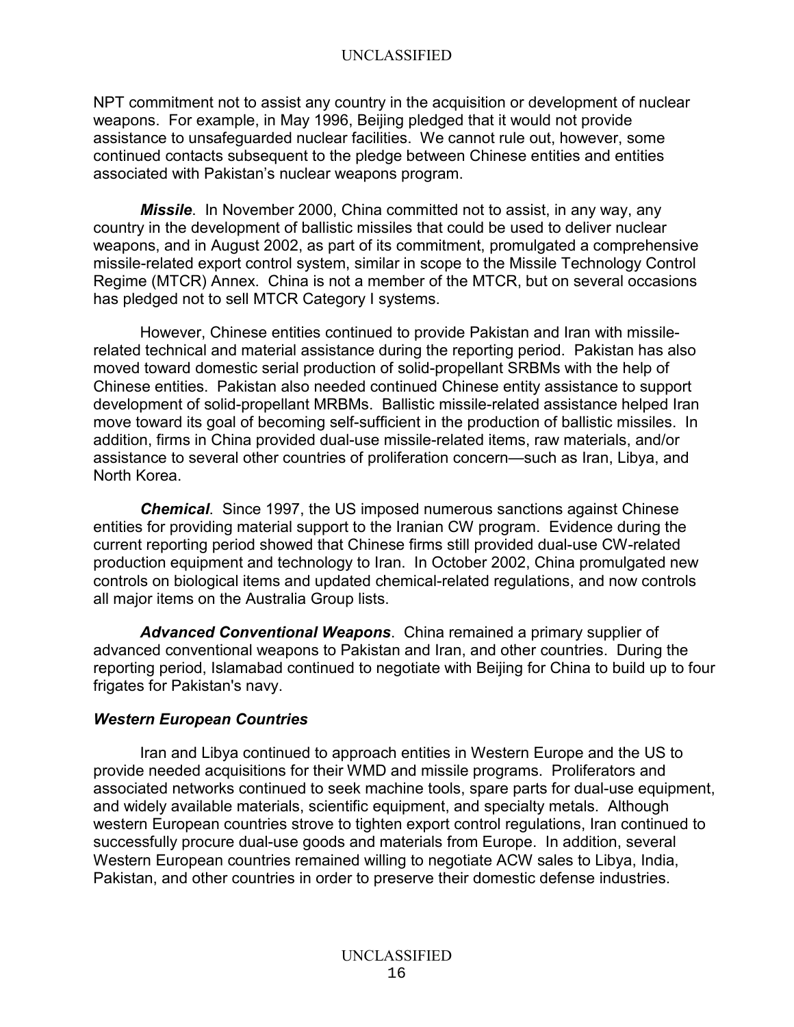NPT commitment not to assist any country in the acquisition or development of nuclear weapons. For example, in May 1996, Beijing pledged that it would not provide assistance to unsafeguarded nuclear facilities. We cannot rule out, however, some continued contacts subsequent to the pledge between Chinese entities and entities associated with Pakistan's nuclear weapons program.

***Missile***. In November 2000, China committed not to assist, in any way, any country in the development of ballistic missiles that could be used to deliver nuclear weapons, and in August 2002, as part of its commitment, promulgated a comprehensive missile-related export control system, similar in scope to the Missile Technology Control Regime (MTCR) Annex. China is not a member of the MTCR, but on several occasions has pledged not to sell MTCR Category I systems.

However, Chinese entities continued to provide Pakistan and Iran with missile-related technical and material assistance during the reporting period. Pakistan has also moved toward domestic serial production of solid-propellant SRBMs with the help of Chinese entities. Pakistan also needed continued Chinese entity assistance to support development of solid-propellant MRBMs. Ballistic missile-related assistance helped Iran move toward its goal of becoming self-sufficient in the production of ballistic missiles. In addition, firms in China provided dual-use missile-related items, raw materials, and/or assistance to several other countries of proliferation concern—such as Iran, Libya, and North Korea.

***Chemical***. Since 1997, the US imposed numerous sanctions against Chinese entities for providing material support to the Iranian CW program. Evidence during the current reporting period showed that Chinese firms still provided dual-use CW-related production equipment and technology to Iran. In October 2002, China promulgated new controls on biological items and updated chemical-related regulations, and now controls all major items on the Australia Group lists.

***Advanced Conventional Weapons***. China remained a primary supplier of advanced conventional weapons to Pakistan and Iran, and other countries. During the reporting period, Islamabad continued to negotiate with Beijing for China to build up to four frigates for Pakistan's navy.

### *Western European Countries*

Iran and Libya continued to approach entities in Western Europe and the US to provide needed acquisitions for their WMD and missile programs. Proliferators and associated networks continued to seek machine tools, spare parts for dual-use equipment, and widely available materials, scientific equipment, and specialty metals. Although western European countries strove to tighten export control regulations, Iran continued to successfully procure dual-use goods and materials from Europe. In addition, several Western European countries remained willing to negotiate ACW sales to Libya, India, Pakistan, and other countries in order to preserve their domestic defense industries.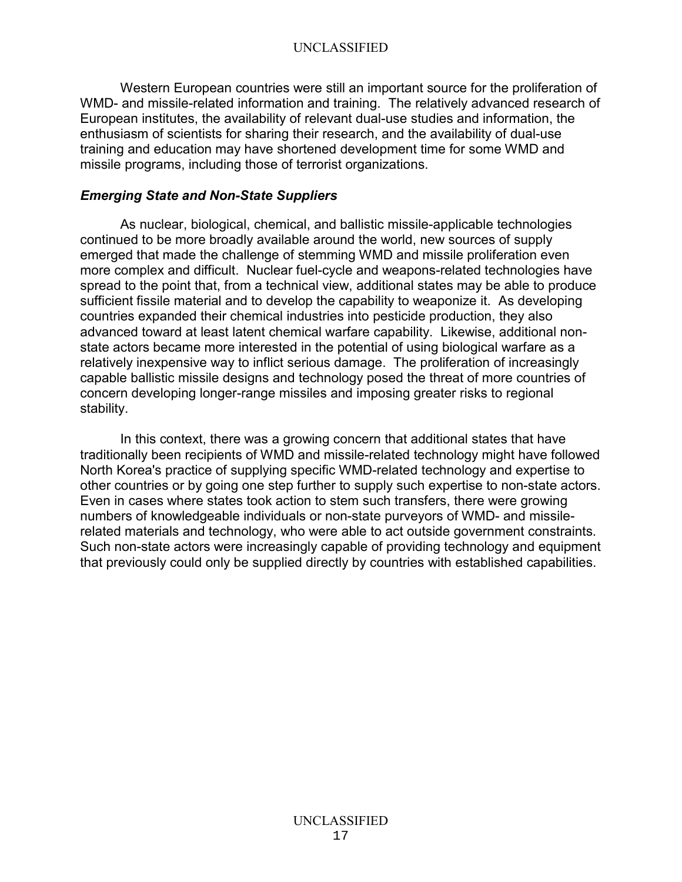Western European countries were still an important source for the proliferation of WMD- and missile-related information and training. The relatively advanced research of European institutes, the availability of relevant dual-use studies and information, the enthusiasm of scientists for sharing their research, and the availability of dual-use training and education may have shortened development time for some WMD and missile programs, including those of terrorist organizations.

### *Emerging State and Non-State Suppliers*

As nuclear, biological, chemical, and ballistic missile-applicable technologies continued to be more broadly available around the world, new sources of supply emerged that made the challenge of stemming WMD and missile proliferation even more complex and difficult. Nuclear fuel-cycle and weapons-related technologies have spread to the point that, from a technical view, additional states may be able to produce sufficient fissile material and to develop the capability to weaponize it. As developing countries expanded their chemical industries into pesticide production, they also advanced toward at least latent chemical warfare capability. Likewise, additional non-state actors became more interested in the potential of using biological warfare as a relatively inexpensive way to inflict serious damage. The proliferation of increasingly capable ballistic missile designs and technology posed the threat of more countries of concern developing longer-range missiles and imposing greater risks to regional stability.

In this context, there was a growing concern that additional states that have traditionally been recipients of WMD and missile-related technology might have followed North Korea's practice of supplying specific WMD-related technology and expertise to other countries or by going one step further to supply such expertise to non-state actors. Even in cases where states took action to stem such transfers, there were growing numbers of knowledgeable individuals or non-state purveyors of WMD- and missile-related materials and technology, who were able to act outside government constraints. Such non-state actors were increasingly capable of providing technology and equipment that previously could only be supplied directly by countries with established capabilities.